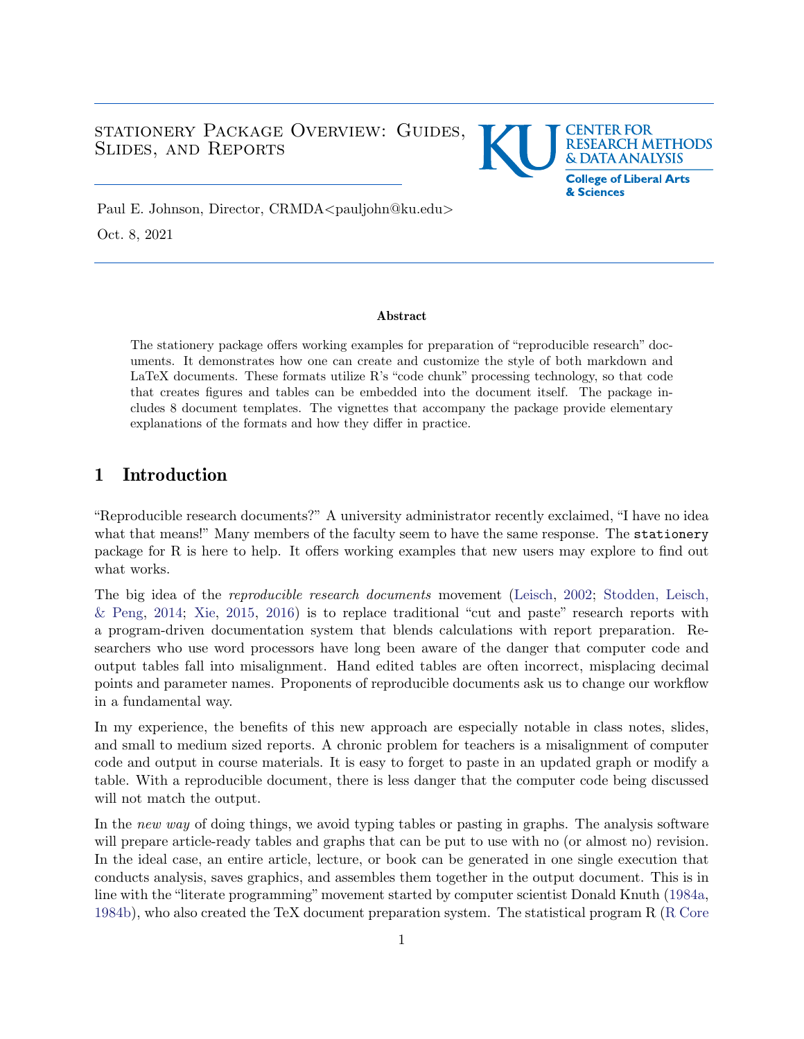# stationery Package Overview: Guides, Slides, and Reports

Paul E. Johnson, Director, CRMDA<pauljohn@ku.edu>

Oct. 8, 2021

**Abstract**

The stationery package offers working examples for preparation of "reproducible research" documents. It demonstrates how one can create and customize the style of both markdown and LaTeX documents. These formats utilize R's "code chunk" processing technology, so that code that creates figures and tables can be embedded into the document itself. The package includes 8 document templates. The vignettes that accompany the package provide elementary explanations of the formats and how they differ in practice.

## 1 Introduction

"Reproducible research documents?" A university administrator recently exclaimed, "I have no idea what that means!" Many members of the faculty seem to have the same response. The `stationery` package for R is here to help. It offers working examples that new users may explore to find out what works.

The big idea of the *reproducible research documents* movement (Leisch, 2002; Stodden, Leisch, & Peng, 2014; Xie, 2015, 2016) is to replace traditional "cut and paste" research reports with a program-driven documentation system that blends calculations with report preparation. Researchers who use word processors have long been aware of the danger that computer code and output tables fall into misalignment. Hand edited tables are often incorrect, misplacing decimal points and parameter names. Proponents of reproducible documents ask us to change our workflow in a fundamental way.

In my experience, the benefits of this new approach are especially notable in class notes, slides, and small to medium sized reports. A chronic problem for teachers is a misalignment of computer code and output in course materials. It is easy to forget to paste in an updated graph or modify a table. With a reproducible document, there is less danger that the computer code being discussed will not match the output.

In the *new way* of doing things, we avoid typing tables or pasting in graphs. The analysis software will prepare article-ready tables and graphs that can be put to use with no (or almost no) revision. In the ideal case, an entire article, lecture, or book can be generated in one single execution that conducts analysis, saves graphics, and assembles them together in the output document. This is in line with the "literate programming" movement started by computer scientist Donald Knuth (1984a, 1984b), who also created the TeX document preparation system. The statistical program R (R Core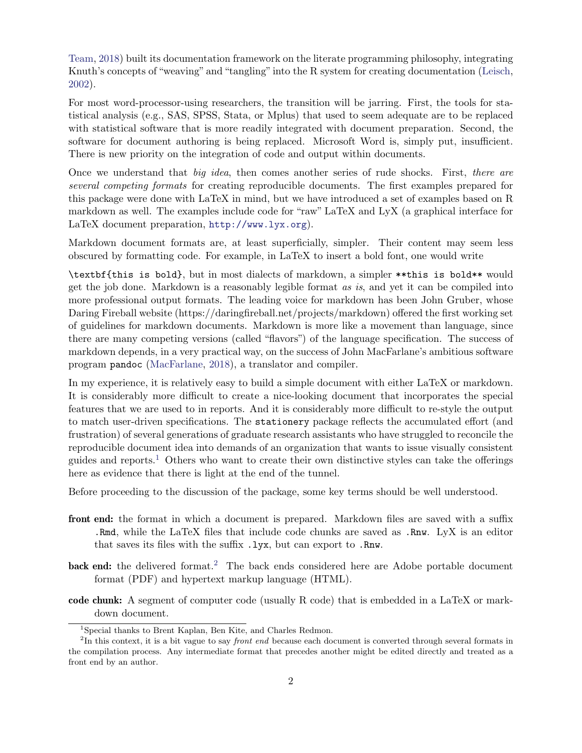Team, 2018) built its documentation framework on the literate programming philosophy, integrating Knuth's concepts of "weaving" and "tangling" into the R system for creating documentation (Leisch, 2002).

For most word-processor-using researchers, the transition will be jarring. First, the tools for statistical analysis (e.g., SAS, SPSS, Stata, or Mplus) that used to seem adequate are to be replaced with statistical software that is more readily integrated with document preparation. Second, the software for document authoring is being replaced. Microsoft Word is, simply put, insufficient. There is new priority on the integration of code and output within documents.

Once we understand that *big idea*, then comes another series of rude shocks. First, *there are several competing formats* for creating reproducible documents. The first examples prepared for this package were done with LaTeX in mind, but we have introduced a set of examples based on R markdown as well. The examples include code for "raw" LaTeX and LyX (a graphical interface for LaTeX document preparation, `http://www.lyx.org`).

Markdown document formats are, at least superficially, simpler. Their content may seem less obscured by formatting code. For example, in LaTeX to insert a bold font, one would write

`\textbf{this is bold}`, but in most dialects of markdown, a simpler `**this is bold**` would get the job done. Markdown is a reasonably legible format *as is*, and yet it can be compiled into more professional output formats. The leading voice for markdown has been John Gruber, whose Daring Fireball website (https://daringfireball.net/projects/markdown) offered the first working set of guidelines for markdown documents. Markdown is more like a movement than language, since there are many competing versions (called "flavors") of the language specification. The success of markdown depends, in a very practical way, on the success of John MacFarlane's ambitious software program `pandoc` (MacFarlane, 2018), a translator and compiler.

In my experience, it is relatively easy to build a simple document with either LaTeX or markdown. It is considerably more difficult to create a nice-looking document that incorporates the special features that we are used to in reports. And it is considerably more difficult to re-style the output to match user-driven specifications. The `stationery` package reflects the accumulated effort (and frustration) of several generations of graduate research assistants who have struggled to reconcile the reproducible document idea into demands of an organization that wants to issue visually consistent guides and reports.[1] Others who want to create their own distinctive styles can take the offerings here as evidence that there is light at the end of the tunnel.

Before proceeding to the discussion of the package, some key terms should be well understood.

**front end:** the format in which a document is prepared. Markdown files are saved with a suffix `.Rmd`, while the LaTeX files that include code chunks are saved as `.Rnw`. LyX is an editor that saves its files with the suffix `.lyx`, but can export to `.Rnw`.

**back end:** the delivered format.[2] The back ends considered here are Adobe portable document format (PDF) and hypertext markup language (HTML).

**code chunk:** A segment of computer code (usually R code) that is embedded in a LaTeX or markdown document.

---

[1] Special thanks to Brent Kaplan, Ben Kite, and Charles Redmon.

[2] In this context, it is a bit vague to say *front end* because each document is converted through several formats in the compilation process. Any intermediate format that precedes another might be edited directly and treated as a front end by an author.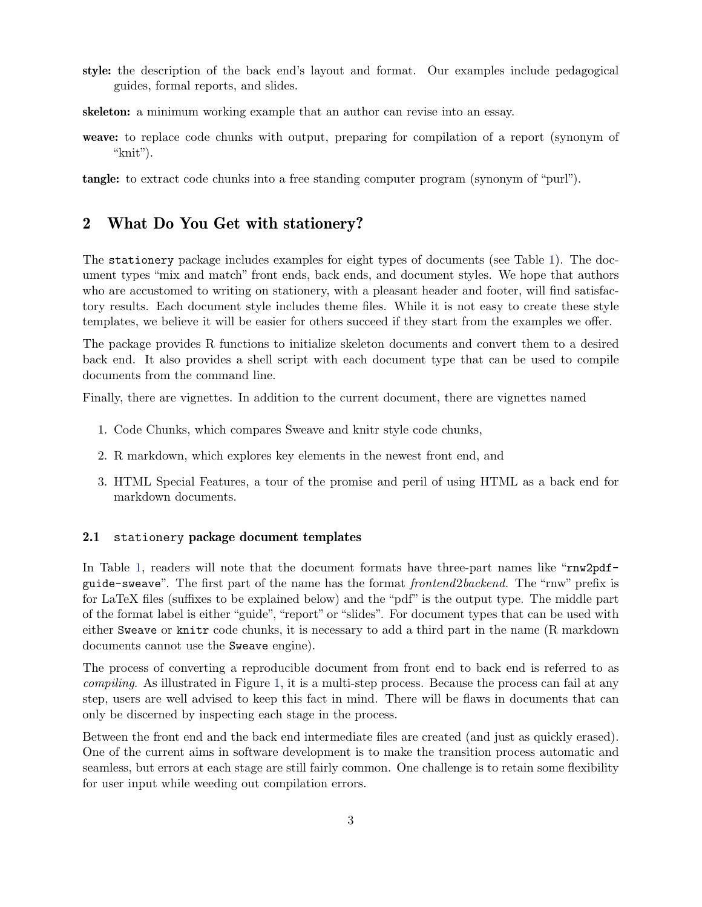**style:** the description of the back end's layout and format. Our examples include pedagogical guides, formal reports, and slides.

**skeleton:** a minimum working example that an author can revise into an essay.

**weave:** to replace code chunks with output, preparing for compilation of a report (synonym of "knit").

**tangle:** to extract code chunks into a free standing computer program (synonym of "purl").

## 2 What Do You Get with stationery?

The `stationery` package includes examples for eight types of documents (see Table 1). The document types "mix and match" front ends, back ends, and document styles. We hope that authors who are accustomed to writing on stationery, with a pleasant header and footer, will find satisfactory results. Each document style includes theme files. While it is not easy to create these style templates, we believe it will be easier for others succeed if they start from the examples we offer.

The package provides R functions to initialize skeleton documents and convert them to a desired back end. It also provides a shell script with each document type that can be used to compile documents from the command line.

Finally, there are vignettes. In addition to the current document, there are vignettes named

1. Code Chunks, which compares Sweave and knitr style code chunks,
2. R markdown, which explores key elements in the newest front end, and
3. HTML Special Features, a tour of the promise and peril of using HTML as a back end for markdown documents.

### 2.1 `stationery` package document templates

In Table 1, readers will note that the document formats have three-part names like "**`rnw2pdf-guide-sweave`**". The first part of the name has the format *frontend2backend.* The "rnw" prefix is for LaTeX files (suffixes to be explained below) and the "pdf" is the output type. The middle part of the format label is either "guide", "report" or "slides". For document types that can be used with either `Sweave` or `knitr` code chunks, it is necessary to add a third part in the name (R markdown documents cannot use the `Sweave` engine).

The process of converting a reproducible document from front end to back end is referred to as *compiling*. As illustrated in Figure 1, it is a multi-step process. Because the process can fail at any step, users are well advised to keep this fact in mind. There will be flaws in documents that can only be discerned by inspecting each stage in the process.

Between the front end and the back end intermediate files are created (and just as quickly erased). One of the current aims in software development is to make the transition process automatic and seamless, but errors at each stage are still fairly common. One challenge is to retain some flexibility for user input while weeding out compilation errors.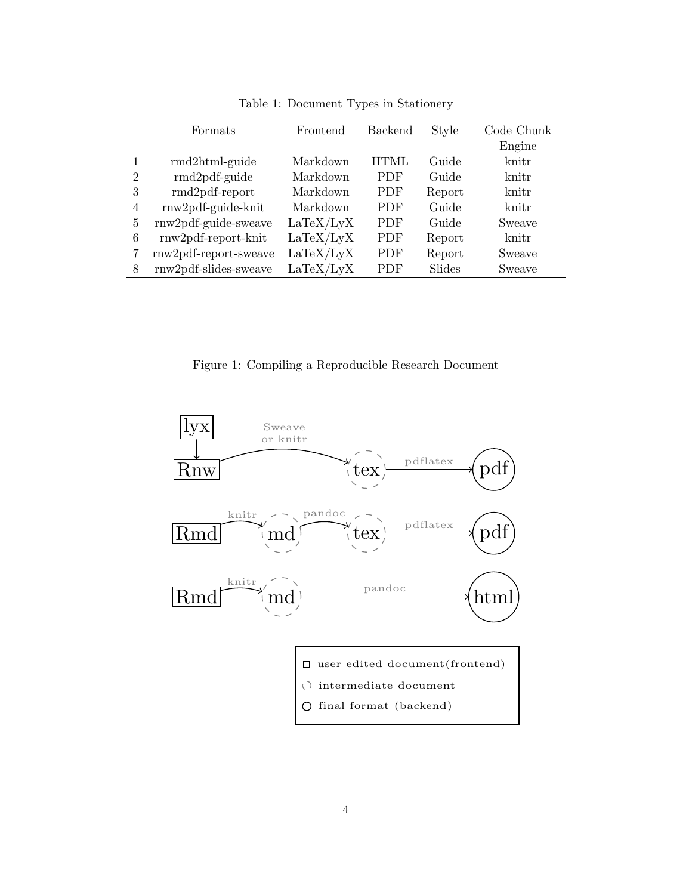Table 1: Document Types in Stationery

| | Formats | Frontend | Backend | Style | Code Chunk Engine |
|---|---|---|---|---|---|
| 1 | rmd2html-guide | Markdown | HTML | Guide | knitr |
| 2 | rmd2pdf-guide | Markdown | PDF | Guide | knitr |
| 3 | rmd2pdf-report | Markdown | PDF | Report | knitr |
| 4 | rnw2pdf-guide-knit | Markdown | PDF | Guide | knitr |
| 5 | rnw2pdf-guide-sweave | LaTeX/LyX | PDF | Guide | Sweave |
| 6 | rnw2pdf-report-knit | LaTeX/LyX | PDF | Report | knitr |
| 7 | rnw2pdf-report-sweave | LaTeX/LyX | PDF | Report | Sweave |
| 8 | rnw2pdf-slides-sweave | LaTeX/LyX | PDF | Slides | Sweave |

Figure 1: Compiling a Reproducible Research Document

```
lyx
 |
 v
Rnw --(Sweave or knitr)--> tex --(pdflatex)--> pdf

Rmd --(knitr)--> md --(pandoc)--> tex --(pdflatex)--> pdf

Rmd --(knitr)--> md --(pandoc)--> html
```

- user edited document(frontend)
- intermediate document
- final format (backend)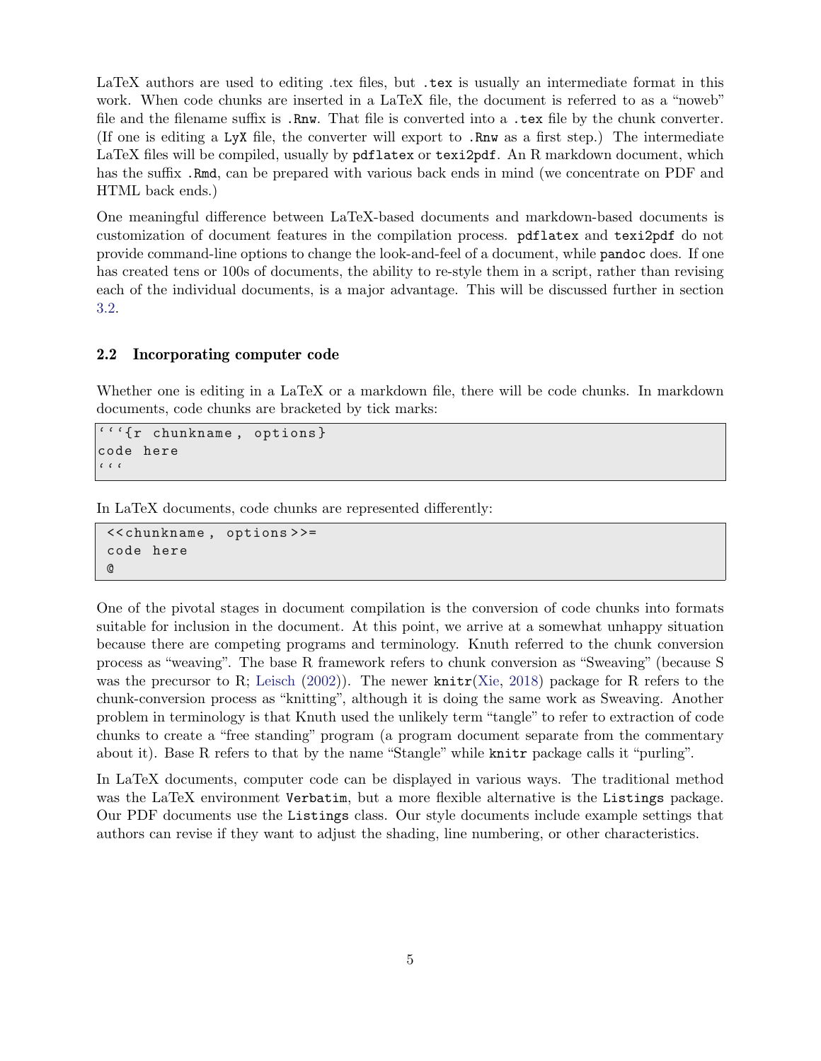LaTeX authors are used to editing .tex files, but `.tex` is usually an intermediate format in this work. When code chunks are inserted in a LaTeX file, the document is referred to as a "noweb" file and the filename suffix is `.Rnw`. That file is converted into a `.tex` file by the chunk converter. (If one is editing a `LyX` file, the converter will export to `.Rnw` as a first step.) The intermediate LaTeX files will be compiled, usually by `pdflatex` or `texi2pdf`. An R markdown document, which has the suffix `.Rmd`, can be prepared with various back ends in mind (we concentrate on PDF and HTML back ends.)

One meaningful difference between LaTeX-based documents and markdown-based documents is customization of document features in the compilation process. `pdflatex` and `texi2pdf` do not provide command-line options to change the look-and-feel of a document, while `pandoc` does. If one has created tens or 100s of documents, the ability to re-style them in a script, rather than revising each of the individual documents, is a major advantage. This will be discussed further in section 3.2.

## 2.2 Incorporating computer code

Whether one is editing in a LaTeX or a markdown file, there will be code chunks. In markdown documents, code chunks are bracketed by tick marks:

```
```{r chunkname, options}
code here
```
```

In LaTeX documents, code chunks are represented differently:

```
<<chunkname, options>>=
code here
@
```

One of the pivotal stages in document compilation is the conversion of code chunks into formats suitable for inclusion in the document. At this point, we arrive at a somewhat unhappy situation because there are competing programs and terminology. Knuth referred to the chunk conversion process as "weaving". The base R framework refers to chunk conversion as "Sweaving" (because S was the precursor to R; Leisch (2002)). The newer `knitr`(Xie, 2018) package for R refers to the chunk-conversion process as "knitting", although it is doing the same work as Sweaving. Another problem in terminology is that Knuth used the unlikely term "tangle" to refer to extraction of code chunks to create a "free standing" program (a program document separate from the commentary about it). Base R refers to that by the name "Stangle" while `knitr` package calls it "purling".

In LaTeX documents, computer code can be displayed in various ways. The traditional method was the LaTeX environment `Verbatim`, but a more flexible alternative is the `Listings` package. Our PDF documents use the `Listings` class. Our style documents include example settings that authors can revise if they want to adjust the shading, line numbering, or other characteristics.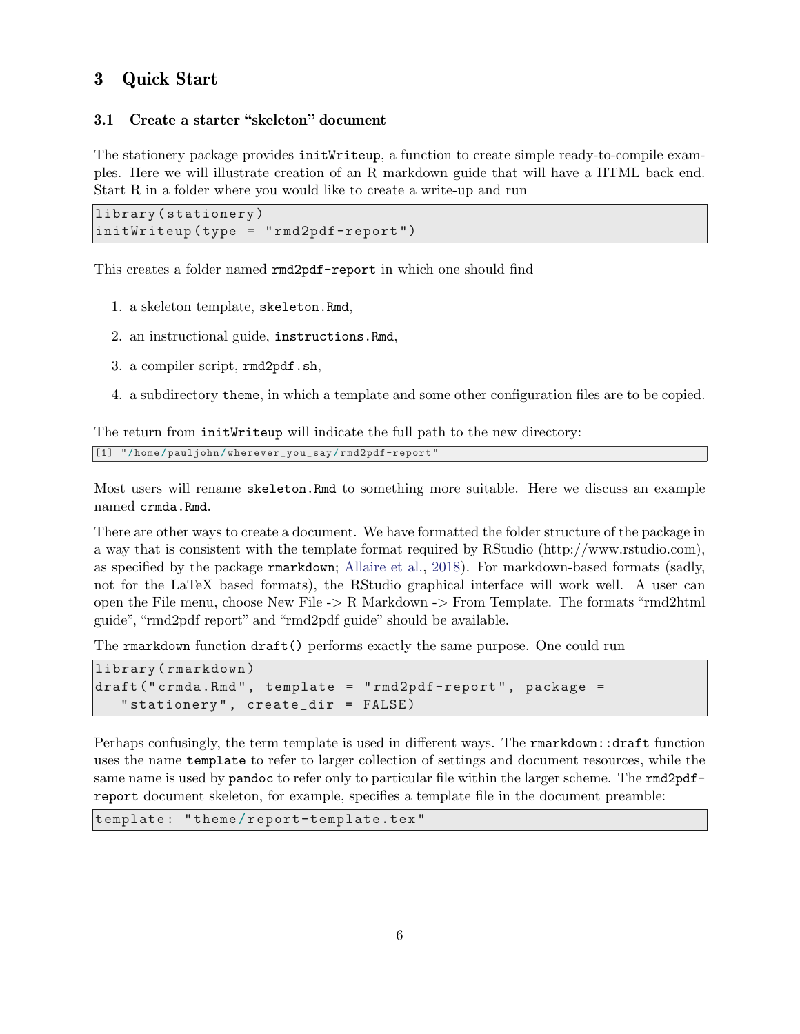# 3 Quick Start

## 3.1 Create a starter "skeleton" document

The stationery package provides `initWriteup`, a function to create simple ready-to-compile examples. Here we will illustrate creation of an R markdown guide that will have a HTML back end. Start R in a folder where you would like to create a write-up and run

```
library(stationery)
initWriteup(type = "rmd2pdf-report")
```

This creates a folder named `rmd2pdf-report` in which one should find

1. a skeleton template, `skeleton.Rmd`,
2. an instructional guide, `instructions.Rmd`,
3. a compiler script, `rmd2pdf.sh`,
4. a subdirectory `theme`, in which a template and some other configuration files are to be copied.

The return from `initWriteup` will indicate the full path to the new directory:

```
[1] "/home/pauljohn/wherever_you_say/rmd2pdf-report"
```

Most users will rename `skeleton.Rmd` to something more suitable. Here we discuss an example named `crmda.Rmd`.

There are other ways to create a document. We have formatted the folder structure of the package in a way that is consistent with the template format required by RStudio (http://www.rstudio.com), as specified by the package `rmarkdown`; Allaire et al., 2018). For markdown-based formats (sadly, not for the LaTeX based formats), the RStudio graphical interface will work well. A user can open the File menu, choose New File -> R Markdown -> From Template. The formats "rmd2html guide", "rmd2pdf report" and "rmd2pdf guide" should be available.

The `rmarkdown` function `draft()` performs exactly the same purpose. One could run

```
library(rmarkdown)
draft("crmda.Rmd", template = "rmd2pdf-report", package =
   "stationery", create_dir = FALSE)
```

Perhaps confusingly, the term template is used in different ways. The `rmarkdown::draft` function uses the name `template` to refer to larger collection of settings and document resources, while the same name is used by `pandoc` to refer only to particular file within the larger scheme. The `rmd2pdf-report` document skeleton, for example, specifies a template file in the document preamble:

```
template: "theme/report-template.tex"
```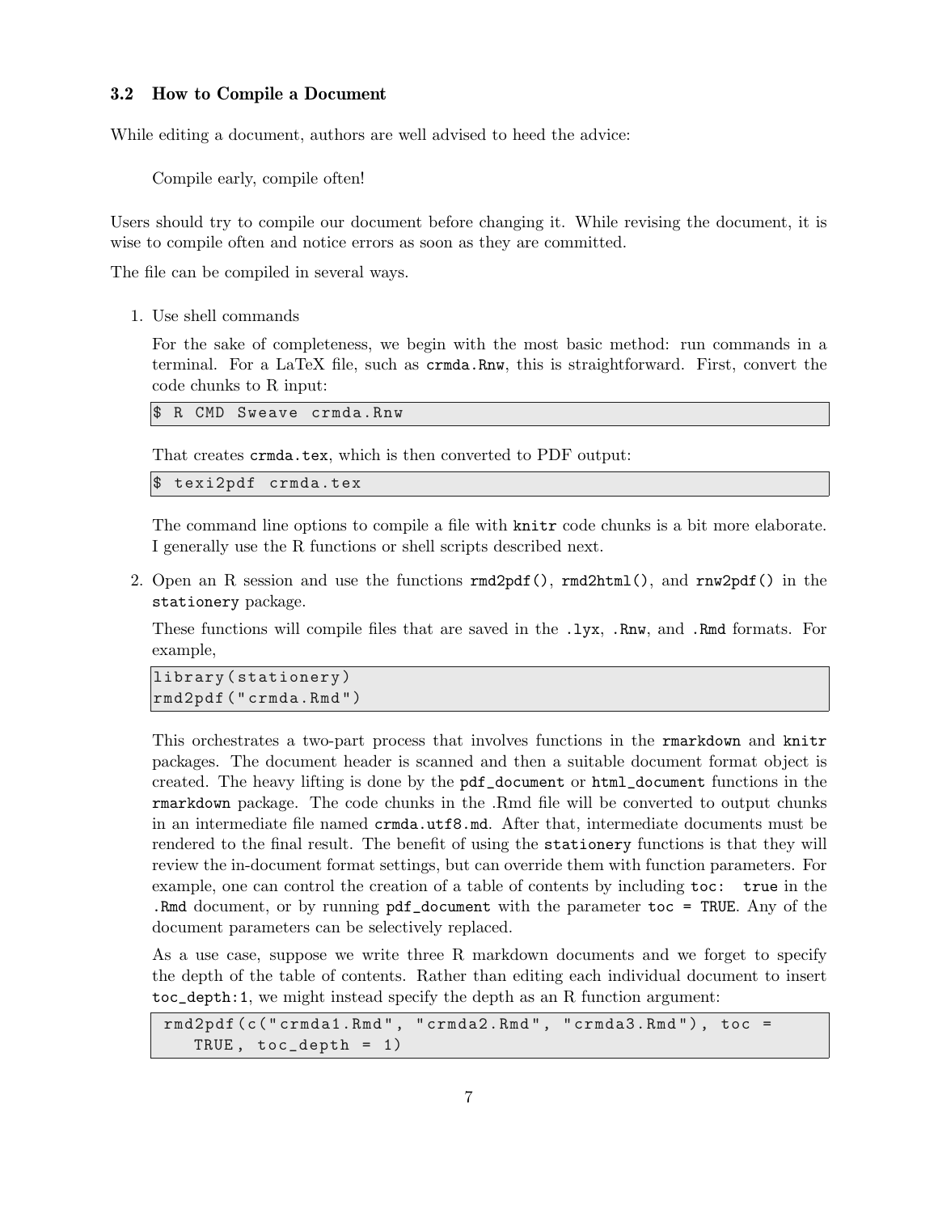### 3.2 How to Compile a Document

While editing a document, authors are well advised to heed the advice:

> Compile early, compile often!

Users should try to compile our document before changing it. While revising the document, it is wise to compile often and notice errors as soon as they are committed.

The file can be compiled in several ways.

1. Use shell commands

   For the sake of completeness, we begin with the most basic method: run commands in a terminal. For a LaTeX file, such as `crmda.Rnw`, this is straightforward. First, convert the code chunks to R input:

   ```
   $ R CMD Sweave crmda.Rnw
   ```

   That creates `crmda.tex`, which is then converted to PDF output:

   ```
   $ texi2pdf crmda.tex
   ```

   The command line options to compile a file with `knitr` code chunks is a bit more elaborate. I generally use the R functions or shell scripts described next.

2. Open an R session and use the functions `rmd2pdf()`, `rmd2html()`, and `rnw2pdf()` in the `stationery` package.

   These functions will compile files that are saved in the `.lyx`, `.Rnw`, and `.Rmd` formats. For example,

   ```
   library(stationery)
   rmd2pdf("crmda.Rmd")
   ```

   This orchestrates a two-part process that involves functions in the `rmarkdown` and `knitr` packages. The document header is scanned and then a suitable document format object is created. The heavy lifting is done by the `pdf_document` or `html_document` functions in the `rmarkdown` package. The code chunks in the .Rmd file will be converted to output chunks in an intermediate file named `crmda.utf8.md`. After that, intermediate documents must be rendered to the final result. The benefit of using the `stationery` functions is that they will review the in-document format settings, but can override them with function parameters. For example, one can control the creation of a table of contents by including `toc: true` in the `.Rmd` document, or by running `pdf_document` with the parameter `toc = TRUE`. Any of the document parameters can be selectively replaced.

   As a use case, suppose we write three R markdown documents and we forget to specify the depth of the table of contents. Rather than editing each individual document to insert `toc_depth:1`, we might instead specify the depth as an R function argument:

   ```
   rmd2pdf(c("crmda1.Rmd", "crmda2.Rmd", "crmda3.Rmd"), toc =
       TRUE, toc_depth = 1)
   ```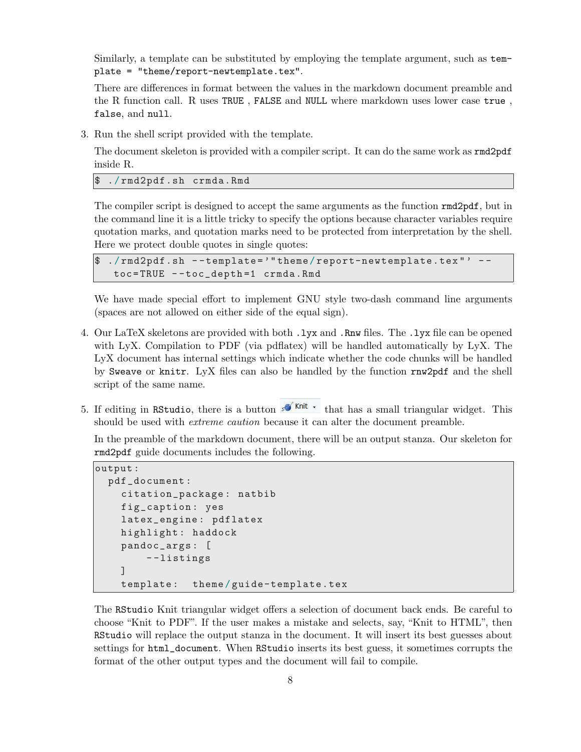Similarly, a template can be substituted by employing the template argument, such as `template = "theme/report-newtemplate.tex"`.

There are differences in format between the values in the markdown document preamble and the R function call. R uses `TRUE` , `FALSE` and `NULL` where markdown uses lower case `true` , `false`, and `null`.

3. Run the shell script provided with the template.

   The document skeleton is provided with a compiler script. It can do the same work as `rmd2pdf` inside R.

   ```
   $ ./rmd2pdf.sh crmda.Rmd
   ```

   The compiler script is designed to accept the same arguments as the function `rmd2pdf`, but in the command line it is a little tricky to specify the options because character variables require quotation marks, and quotation marks need to be protected from interpretation by the shell. Here we protect double quotes in single quotes:

   ```
   $ ./rmd2pdf.sh --template='"theme/report-newtemplate.tex"' --
     toc=TRUE --toc_depth=1 crmda.Rmd
   ```

   We have made special effort to implement GNU style two-dash command line arguments (spaces are not allowed on either side of the equal sign).

4. Our LaTeX skeletons are provided with both `.lyx` and `.Rnw` files. The `.lyx` file can be opened with LyX. Compilation to PDF (via pdflatex) will be handled automatically by LyX. The LyX document has internal settings which indicate whether the code chunks will be handled by `Sweave` or `knitr`. LyX files can also be handled by the function `rnw2pdf` and the shell script of the same name.

5. If editing in `RStudio`, there is a button Knit ▾ that has a small triangular widget. This should be used with *extreme caution* because it can alter the document preamble.

   In the preamble of the markdown document, there will be an output stanza. Our skeleton for `rmd2pdf` guide documents includes the following.

   ```
   output:
     pdf_document:
       citation_package: natbib
       fig_caption: yes
       latex_engine: pdflatex
       highlight: haddock
       pandoc_args: [
           --listings
       ]
       template:  theme/guide-template.tex
   ```

   The `RStudio` Knit triangular widget offers a selection of document back ends. Be careful to choose “Knit to PDF”. If the user makes a mistake and selects, say, “Knit to HTML”, then `RStudio` will replace the output stanza in the document. It will insert its best guesses about settings for `html_document`. When `RStudio` inserts its best guess, it sometimes corrupts the format of the other output types and the document will fail to compile.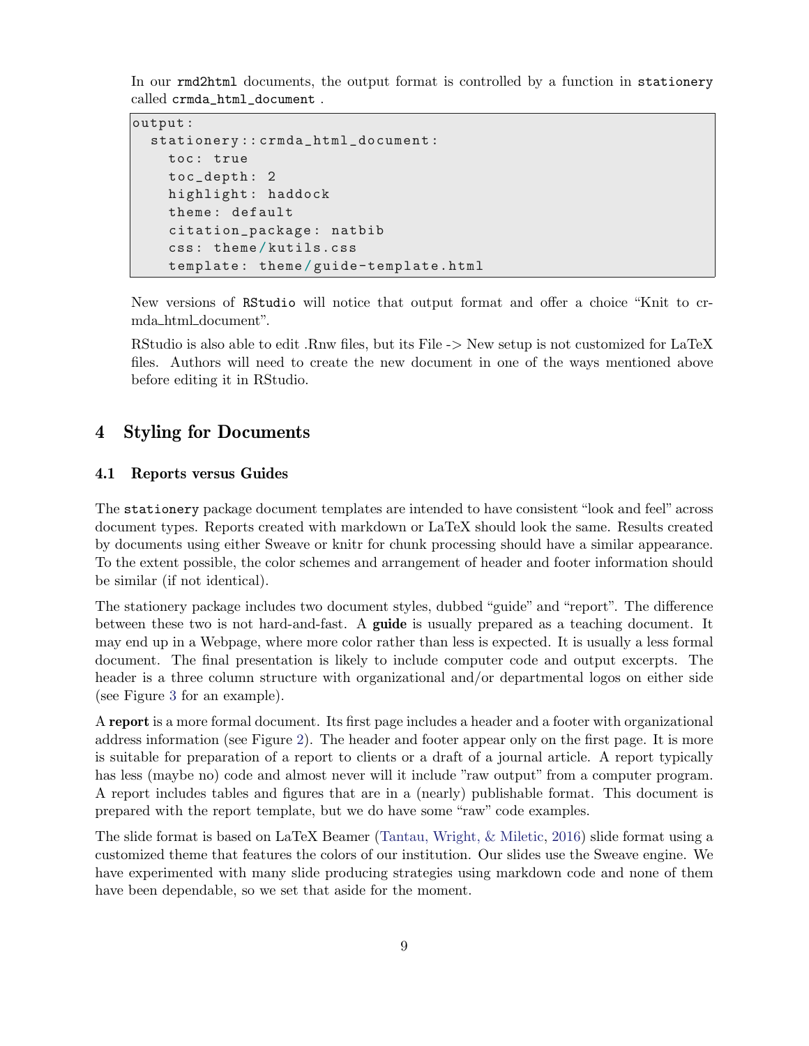In our `rmd2html` documents, the output format is controlled by a function in `stationery` called `crmda_html_document` .

```
output:
  stationery::crmda_html_document:
    toc: true
    toc_depth: 2
    highlight: haddock
    theme: default
    citation_package: natbib
    css: theme/kutils.css
    template: theme/guide-template.html
```

New versions of `RStudio` will notice that output format and offer a choice "Knit to crmda_html_document".

RStudio is also able to edit .Rnw files, but its File -> New setup is not customized for LaTeX files. Authors will need to create the new document in one of the ways mentioned above before editing it in RStudio.

# 4 Styling for Documents

## 4.1 Reports versus Guides

The `stationery` package document templates are intended to have consistent "look and feel" across document types. Reports created with markdown or LaTeX should look the same. Results created by documents using either Sweave or knitr for chunk processing should have a similar appearance. To the extent possible, the color schemes and arrangement of header and footer information should be similar (if not identical).

The stationery package includes two document styles, dubbed "guide" and "report". The difference between these two is not hard-and-fast. A **guide** is usually prepared as a teaching document. It may end up in a Webpage, where more color rather than less is expected. It is usually a less formal document. The final presentation is likely to include computer code and output excerpts. The header is a three column structure with organizational and/or departmental logos on either side (see Figure 3 for an example).

A **report** is a more formal document. Its first page includes a header and a footer with organizational address information (see Figure 2). The header and footer appear only on the first page. It is more is suitable for preparation of a report to clients or a draft of a journal article. A report typically has less (maybe no) code and almost never will it include "raw output" from a computer program. A report includes tables and figures that are in a (nearly) publishable format. This document is prepared with the report template, but we do have some "raw" code examples.

The slide format is based on LaTeX Beamer (Tantau, Wright, & Miletic, 2016) slide format using a customized theme that features the colors of our institution. Our slides use the Sweave engine. We have experimented with many slide producing strategies using markdown code and none of them have been dependable, so we set that aside for the moment.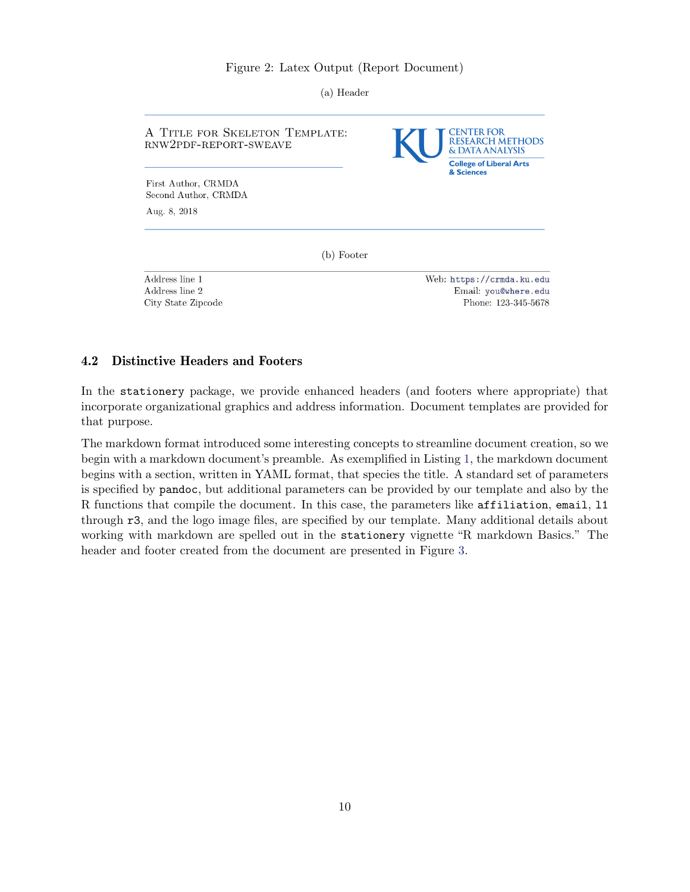Figure 2: Latex Output (Report Document)

(a) Header

A Title for Skeleton Template:
rnw2pdf-report-sweave

First Author, CRMDA
Second Author, CRMDA

Aug. 8, 2018

CENTER FOR RESEARCH METHODS & DATA ANALYSIS
College of Liberal Arts & Sciences

(b) Footer

Address line 1
Address line 2
City State Zipcode

Web: https://crmda.ku.edu
Email: you@where.edu
Phone: 123-345-5678

### 4.2 Distinctive Headers and Footers

In the `stationery` package, we provide enhanced headers (and footers where appropriate) that incorporate organizational graphics and address information. Document templates are provided for that purpose.

The markdown format introduced some interesting concepts to streamline document creation, so we begin with a markdown document's preamble. As exemplified in Listing 1, the markdown document begins with a section, written in YAML format, that species the title. A standard set of parameters is specified by `pandoc`, but additional parameters can be provided by our template and also by the R functions that compile the document. In this case, the parameters like `affiliation`, `email`, `l1` through `r3`, and the logo image files, are specified by our template. Many additional details about working with markdown are spelled out in the `stationery` vignette "R markdown Basics." The header and footer created from the document are presented in Figure 3.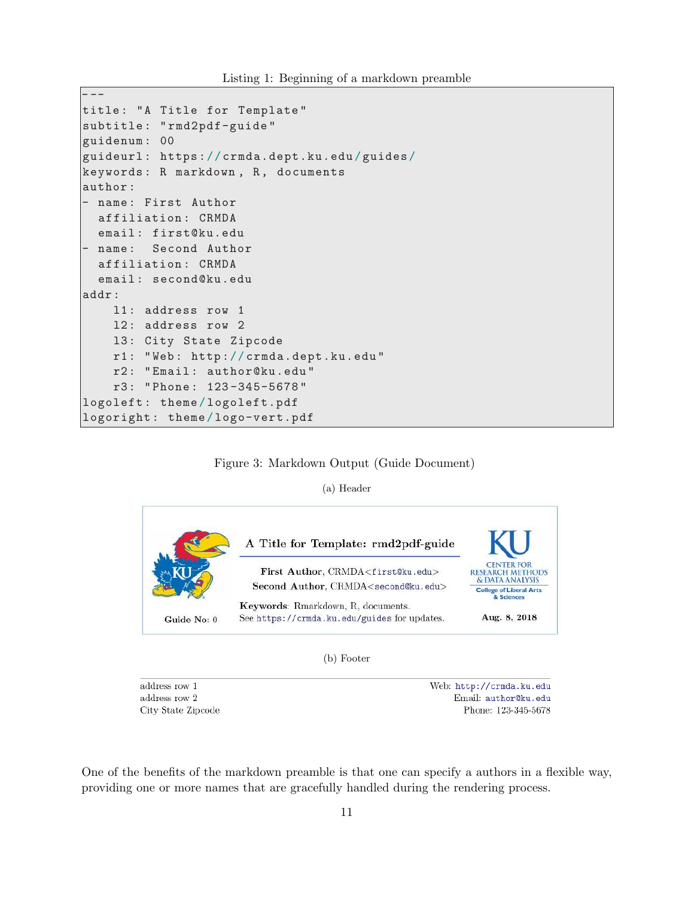Listing 1: Beginning of a markdown preamble

```
---
title: "A Title for Template"
subtitle: "rmd2pdf-guide"
guidenum: 00
guideurl: https://crmda.dept.ku.edu/guides/
keywords: R markdown, R, documents
author:
- name: First Author
  affiliation: CRMDA
  email: first@ku.edu
- name:  Second Author
  affiliation: CRMDA
  email: second@ku.edu
addr:
    l1: address row 1
    l2: address row 2
    l3: City State Zipcode
    r1: "Web: http://crmda.dept.ku.edu"
    r2: "Email: author@ku.edu"
    r3: "Phone: 123-345-5678"
logoleft: theme/logoleft.pdf
logoright: theme/logo-vert.pdf
```

Figure 3: Markdown Output (Guide Document)

(a) Header

A Title for Template: rmd2pdf-guide

**First Author**, CRMDA<first@ku.edu>
**Second Author**, CRMDA<second@ku.edu>

**Keywords**: Rmarkdown, R, documents.
See https://crmda.ku.edu/guides for updates.

Guide No: 0

CENTER FOR RESEARCH METHODS & DATA ANALYSIS
College of Liberal Arts & Sciences

**Aug. 8, 2018**

(b) Footer

| | |
|---|---|
| address row 1 | Web: http://crmda.ku.edu |
| address row 2 | Email: author@ku.edu |
| City State Zipcode | Phone: 123-345-5678 |

One of the benefits of the markdown preamble is that one can specify a authors in a flexible way, providing one or more names that are gracefully handled during the rendering process.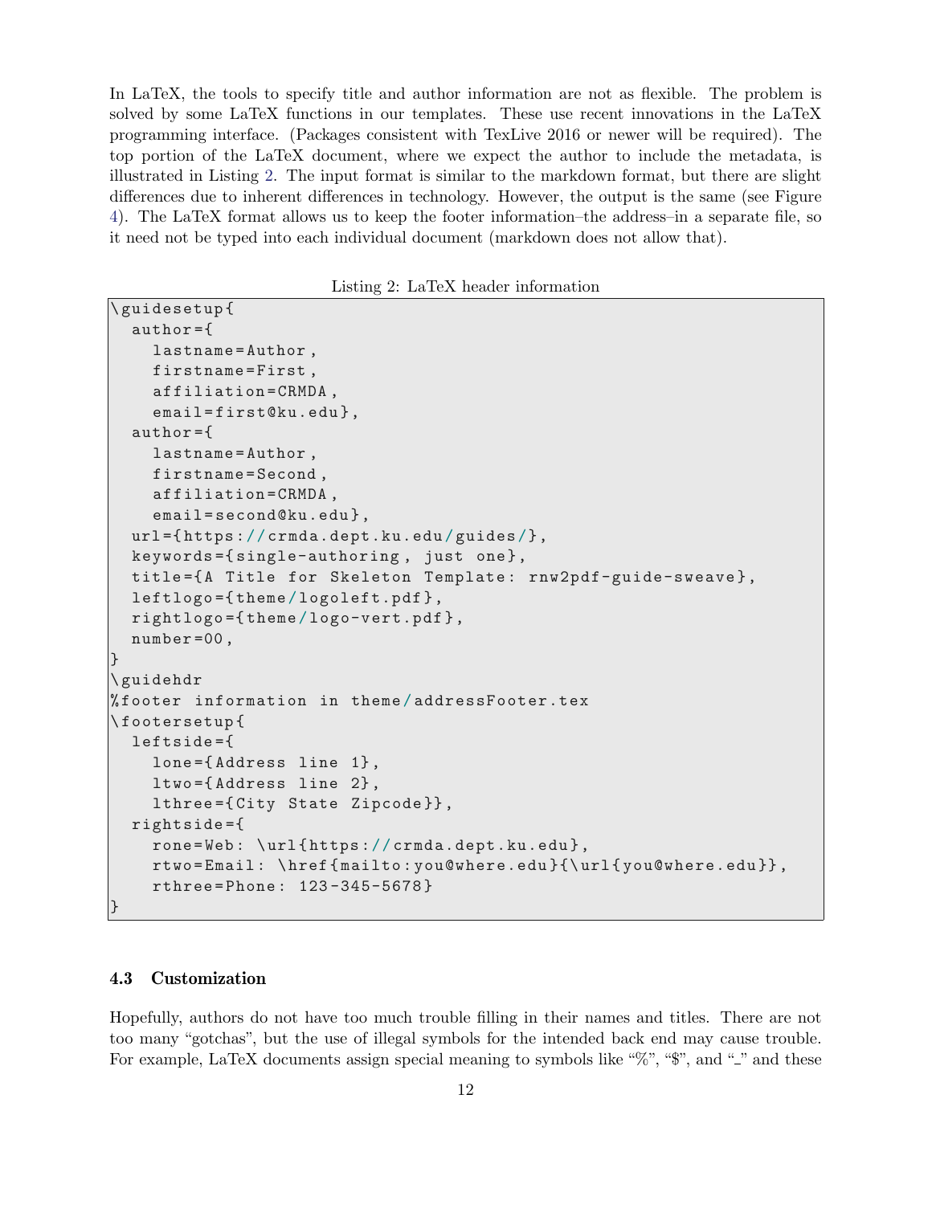In LaTeX, the tools to specify title and author information are not as flexible. The problem is solved by some LaTeX functions in our templates. These use recent innovations in the LaTeX programming interface. (Packages consistent with TexLive 2016 or newer will be required). The top portion of the LaTeX document, where we expect the author to include the metadata, is illustrated in Listing 2. The input format is similar to the markdown format, but there are slight differences due to inherent differences in technology. However, the output is the same (see Figure 4). The LaTeX format allows us to keep the footer information–the address–in a separate file, so it need not be typed into each individual document (markdown does not allow that).

Listing 2: LaTeX header information

```
\guidesetup{
  author={
    lastname=Author,
    firstname=First,
    affiliation=CRMDA,
    email=first@ku.edu},
  author={
    lastname=Author,
    firstname=Second,
    affiliation=CRMDA,
    email=second@ku.edu},
  url={https://crmda.dept.ku.edu/guides/},
  keywords={single-authoring, just one},
  title={A Title for Skeleton Template: rnw2pdf-guide-sweave},
  leftlogo={theme/logoleft.pdf},
  rightlogo={theme/logo-vert.pdf},
  number=00,
}
\guidehdr
%footer information in theme/addressFooter.tex
\footersetup{
  leftside={
    lone={Address line 1},
    ltwo={Address line 2},
    lthree={City State Zipcode}},
  rightside={
    rone=Web: \url{https://crmda.dept.ku.edu},
    rtwo=Email: \href{mailto:you@where.edu}{\url{you@where.edu}},
    rthree=Phone: 123-345-5678}
}
```

### 4.3 Customization

Hopefully, authors do not have too much trouble filling in their names and titles. There are not too many "gotchas", but the use of illegal symbols for the intended back end may cause trouble. For example, LaTeX documents assign special meaning to symbols like "%", "$", and "_" and these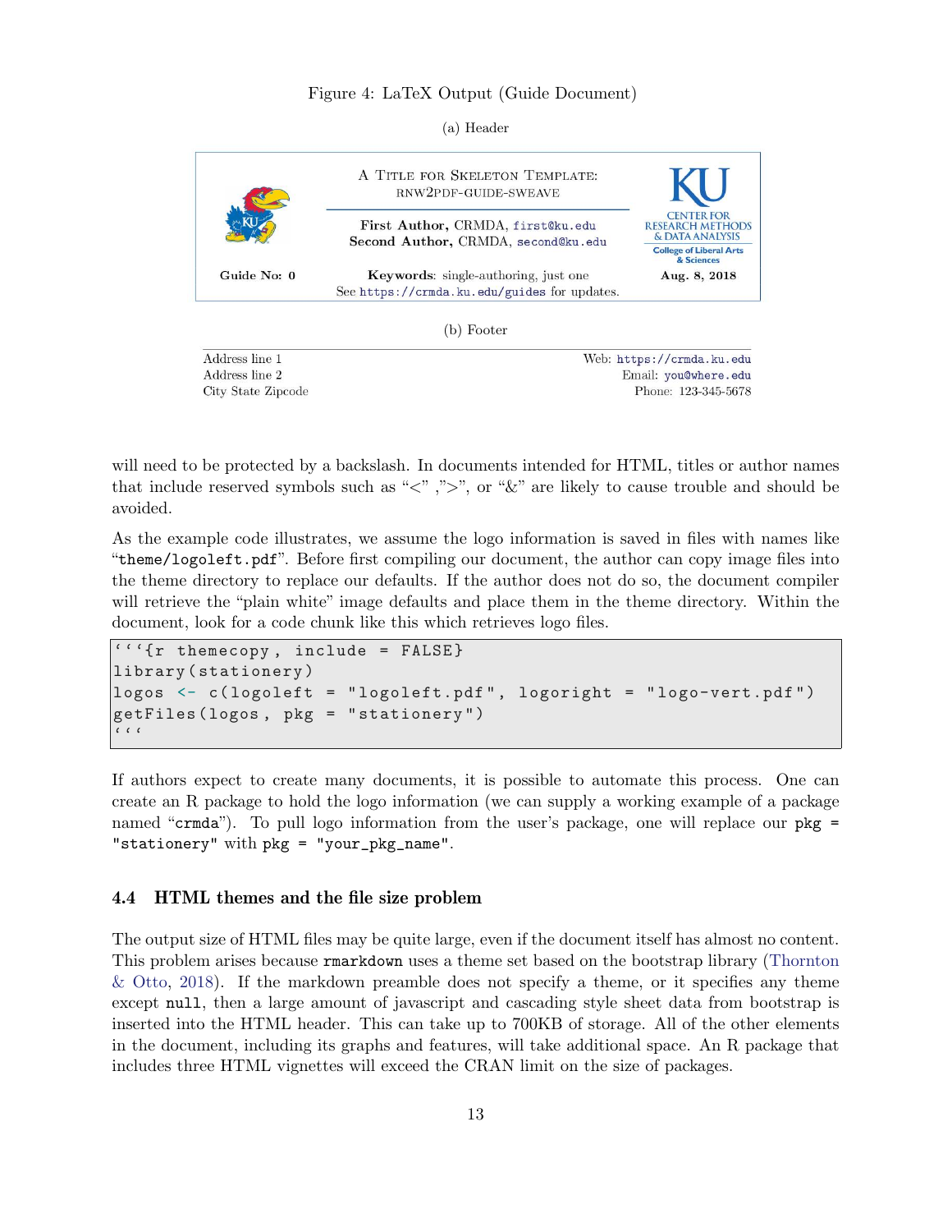Figure 4: LaTeX Output (Guide Document)

(a) Header

| | A Title for Skeleton Template: RNW2PDF-GUIDE-SWEAVE | |
|---|---|---|
| | **First Author,** CRMDA, first@ku.edu<br>**Second Author,** CRMDA, second@ku.edu | KU CENTER FOR RESEARCH METHODS & DATA ANALYSIS<br>College of Liberal Arts & Sciences |
| **Guide No: 0** | **Keywords**: single-authoring, just one<br>See https://crmda.ku.edu/guides for updates. | **Aug. 8, 2018** |

(b) Footer

| | |
|---|---|
| Address line 1 | Web: https://crmda.ku.edu |
| Address line 2 | Email: you@where.edu |
| City State Zipcode | Phone: 123-345-5678 |

will need to be protected by a backslash. In documents intended for HTML, titles or author names that include reserved symbols such as "<" ,">", or "&" are likely to cause trouble and should be avoided.

As the example code illustrates, we assume the logo information is saved in files with names like "`theme/logoleft.pdf`". Before first compiling our document, the author can copy image files into the theme directory to replace our defaults. If the author does not do so, the document compiler will retrieve the "plain white" image defaults and place them in the theme directory. Within the document, look for a code chunk like this which retrieves logo files.

```
```{r themecopy, include = FALSE}
library(stationery)
logos <- c(logoleft = "logoleft.pdf", logoright = "logo-vert.pdf")
getFiles(logos, pkg = "stationery")
```
```

If authors expect to create many documents, it is possible to automate this process. One can create an R package to hold the logo information (we can supply a working example of a package named "`crmda`"). To pull logo information from the user's package, one will replace our `pkg = "stationery"` with `pkg = "your_pkg_name"`.

### 4.4 HTML themes and the file size problem

The output size of HTML files may be quite large, even if the document itself has almost no content. This problem arises because `rmarkdown` uses a theme set based on the bootstrap library (Thornton & Otto, 2018). If the markdown preamble does not specify a theme, or it specifies any theme except `null`, then a large amount of javascript and cascading style sheet data from bootstrap is inserted into the HTML header. This can take up to 700KB of storage. All of the other elements in the document, including its graphs and features, will take additional space. An R package that includes three HTML vignettes will exceed the CRAN limit on the size of packages.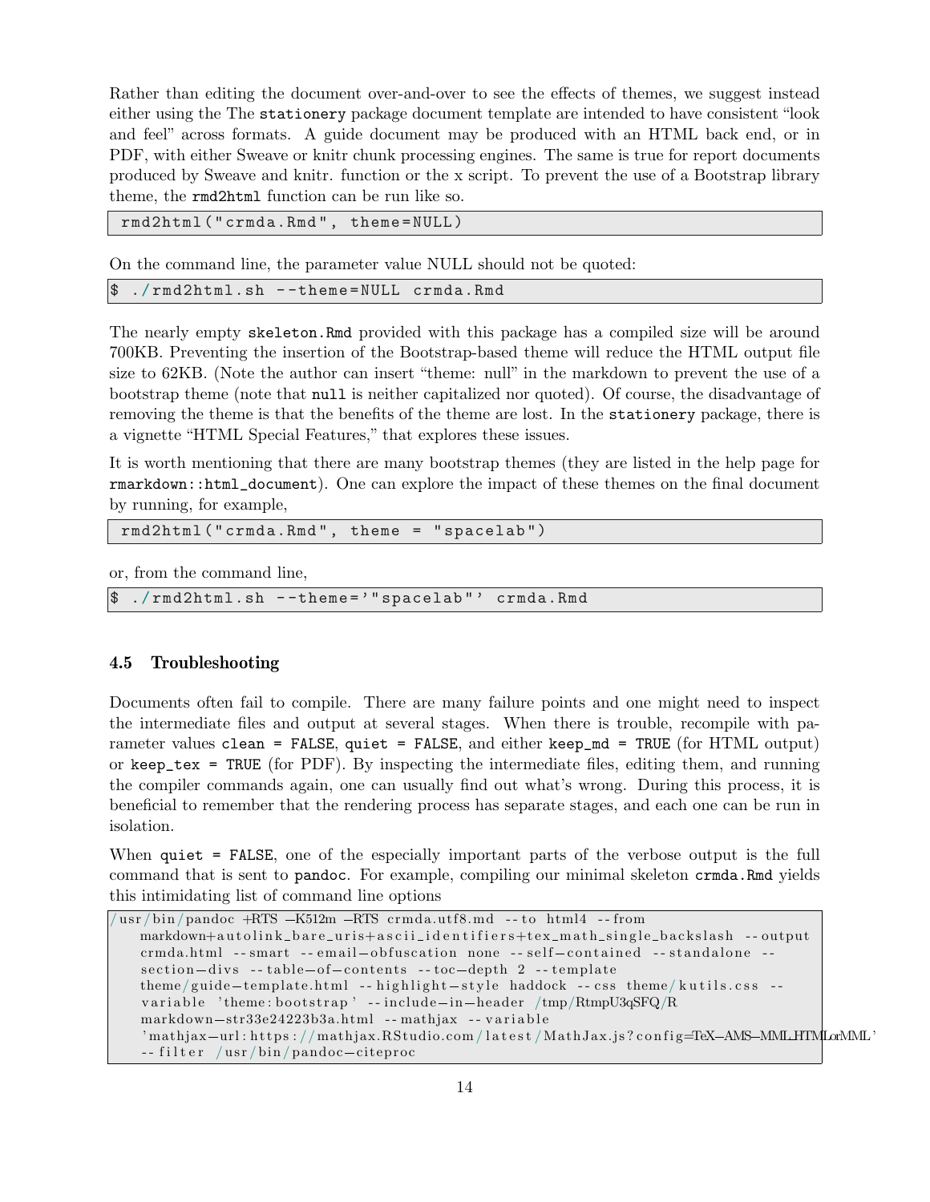Rather than editing the document over-and-over to see the effects of themes, we suggest instead either using the The `stationery` package document template are intended to have consistent "look and feel" across formats. A guide document may be produced with an HTML back end, or in PDF, with either Sweave or knitr chunk processing engines. The same is true for report documents produced by Sweave and knitr. function or the x script. To prevent the use of a Bootstrap library theme, the `rmd2html` function can be run like so.

```
rmd2html("crmda.Rmd", theme=NULL)
```

On the command line, the parameter value NULL should not be quoted:

```
$ ./rmd2html.sh --theme=NULL crmda.Rmd
```

The nearly empty `skeleton.Rmd` provided with this package has a compiled size will be around 700KB. Preventing the insertion of the Bootstrap-based theme will reduce the HTML output file size to 62KB. (Note the author can insert "theme: null" in the markdown to prevent the use of a bootstrap theme (note that `null` is neither capitalized nor quoted). Of course, the disadvantage of removing the theme is that the benefits of the theme are lost. In the `stationery` package, there is a vignette "HTML Special Features," that explores these issues.

It is worth mentioning that there are many bootstrap themes (they are listed in the help page for `rmarkdown::html_document`). One can explore the impact of these themes on the final document by running, for example,

```
rmd2html("crmda.Rmd", theme = "spacelab")
```

or, from the command line,

```
$ ./rmd2html.sh --theme='"spacelab"' crmda.Rmd
```

### 4.5 Troubleshooting

Documents often fail to compile. There are many failure points and one might need to inspect the intermediate files and output at several stages. When there is trouble, recompile with parameter values `clean = FALSE`, `quiet = FALSE`, and either `keep_md = TRUE` (for HTML output) or `keep_tex = TRUE` (for PDF). By inspecting the intermediate files, editing them, and running the compiler commands again, one can usually find out what's wrong. During this process, it is beneficial to remember that the rendering process has separate stages, and each one can be run in isolation.

When `quiet = FALSE`, one of the especially important parts of the verbose output is the full command that is sent to `pandoc`. For example, compiling our minimal skeleton `crmda.Rmd` yields this intimidating list of command line options

```
/usr/bin/pandoc +RTS -K512m -RTS crmda.utf8.md --to html4 --from
    markdown+autolink_bare_uris+ascii_identifiers+tex_math_single_backslash --output
    crmda.html --smart --email-obfuscation none --self-contained --standalone --
    section-divs --table-of-contents --toc-depth 2 --template
    theme/guide-template.html --highlight-style haddock --css theme/kutils.css --
    variable 'theme:bootstrap' --include-in-header /tmp/RtmpU3qSFQ/R
    markdown-str33e24223b3a.html --mathjax --variable
    'mathjax-url:https://mathjax.RStudio.com/latest/MathJax.js?config=TeX-AMS-MML_HTMLorMML'
    --filter /usr/bin/pandoc-citeproc
```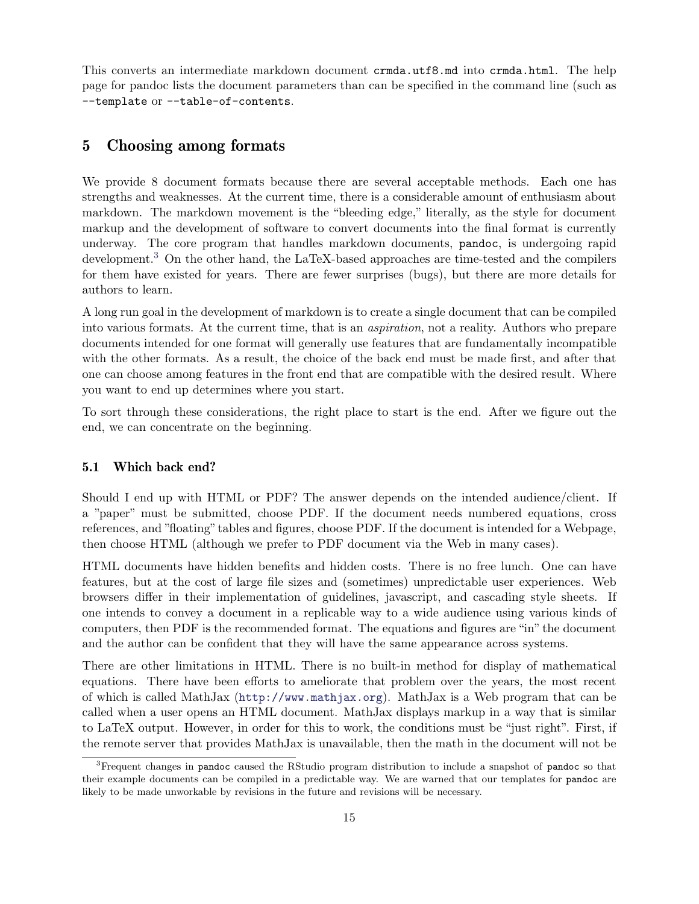This converts an intermediate markdown document `crmda.utf8.md` into `crmda.html`. The help page for pandoc lists the document parameters than can be specified in the command line (such as `--template` or `--table-of-contents`.

## 5 Choosing among formats

We provide 8 document formats because there are several acceptable methods. Each one has strengths and weaknesses. At the current time, there is a considerable amount of enthusiasm about markdown. The markdown movement is the "bleeding edge," literally, as the style for document markup and the development of software to convert documents into the final format is currently underway. The core program that handles markdown documents, `pandoc`, is undergoing rapid development.[3] On the other hand, the LaTeX-based approaches are time-tested and the compilers for them have existed for years. There are fewer surprises (bugs), but there are more details for authors to learn.

A long run goal in the development of markdown is to create a single document that can be compiled into various formats. At the current time, that is an *aspiration*, not a reality. Authors who prepare documents intended for one format will generally use features that are fundamentally incompatible with the other formats. As a result, the choice of the back end must be made first, and after that one can choose among features in the front end that are compatible with the desired result. Where you want to end up determines where you start.

To sort through these considerations, the right place to start is the end. After we figure out the end, we can concentrate on the beginning.

### 5.1 Which back end?

Should I end up with HTML or PDF? The answer depends on the intended audience/client. If a "paper" must be submitted, choose PDF. If the document needs numbered equations, cross references, and "floating" tables and figures, choose PDF. If the document is intended for a Webpage, then choose HTML (although we prefer to PDF document via the Web in many cases).

HTML documents have hidden benefits and hidden costs. There is no free lunch. One can have features, but at the cost of large file sizes and (sometimes) unpredictable user experiences. Web browsers differ in their implementation of guidelines, javascript, and cascading style sheets. If one intends to convey a document in a replicable way to a wide audience using various kinds of computers, then PDF is the recommended format. The equations and figures are "in" the document and the author can be confident that they will have the same appearance across systems.

There are other limitations in HTML. There is no built-in method for display of mathematical equations. There have been efforts to ameliorate that problem over the years, the most recent of which is called MathJax (http://www.mathjax.org). MathJax is a Web program that can be called when a user opens an HTML document. MathJax displays markup in a way that is similar to LaTeX output. However, in order for this to work, the conditions must be "just right". First, if the remote server that provides MathJax is unavailable, then the math in the document will not be

[3] Frequent changes in `pandoc` caused the RStudio program distribution to include a snapshot of `pandoc` so that their example documents can be compiled in a predictable way. We are warned that our templates for `pandoc` are likely to be made unworkable by revisions in the future and revisions will be necessary.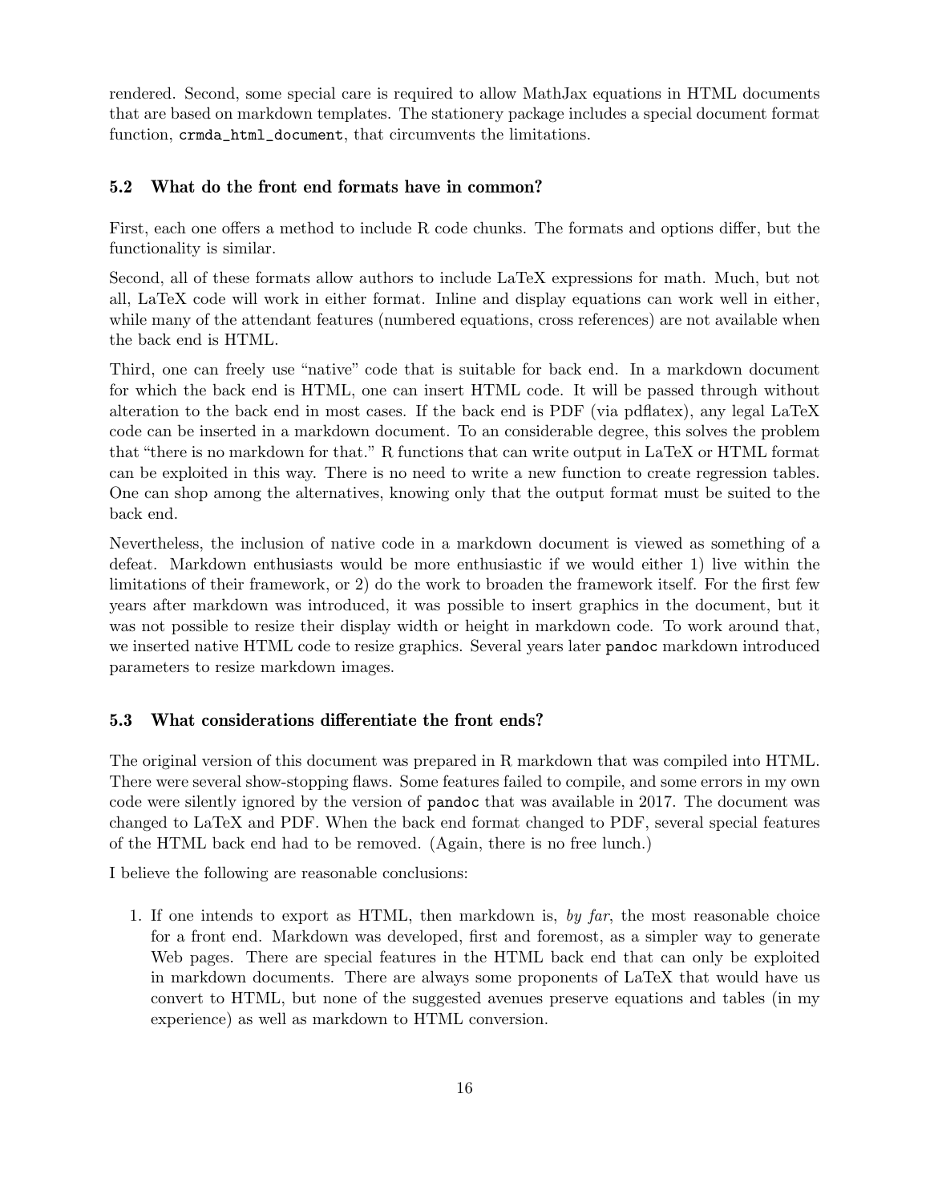rendered. Second, some special care is required to allow MathJax equations in HTML documents that are based on markdown templates. The stationery package includes a special document format function, `crmda_html_document`, that circumvents the limitations.

### 5.2 What do the front end formats have in common?

First, each one offers a method to include R code chunks. The formats and options differ, but the functionality is similar.

Second, all of these formats allow authors to include LaTeX expressions for math. Much, but not all, LaTeX code will work in either format. Inline and display equations can work well in either, while many of the attendant features (numbered equations, cross references) are not available when the back end is HTML.

Third, one can freely use "native" code that is suitable for back end. In a markdown document for which the back end is HTML, one can insert HTML code. It will be passed through without alteration to the back end in most cases. If the back end is PDF (via pdflatex), any legal LaTeX code can be inserted in a markdown document. To an considerable degree, this solves the problem that "there is no markdown for that." R functions that can write output in LaTeX or HTML format can be exploited in this way. There is no need to write a new function to create regression tables. One can shop among the alternatives, knowing only that the output format must be suited to the back end.

Nevertheless, the inclusion of native code in a markdown document is viewed as something of a defeat. Markdown enthusiasts would be more enthusiastic if we would either 1) live within the limitations of their framework, or 2) do the work to broaden the framework itself. For the first few years after markdown was introduced, it was possible to insert graphics in the document, but it was not possible to resize their display width or height in markdown code. To work around that, we inserted native HTML code to resize graphics. Several years later `pandoc` markdown introduced parameters to resize markdown images.

### 5.3 What considerations differentiate the front ends?

The original version of this document was prepared in R markdown that was compiled into HTML. There were several show-stopping flaws. Some features failed to compile, and some errors in my own code were silently ignored by the version of `pandoc` that was available in 2017. The document was changed to LaTeX and PDF. When the back end format changed to PDF, several special features of the HTML back end had to be removed. (Again, there is no free lunch.)

I believe the following are reasonable conclusions:

1. If one intends to export as HTML, then markdown is, *by far*, the most reasonable choice for a front end. Markdown was developed, first and foremost, as a simpler way to generate Web pages. There are special features in the HTML back end that can only be exploited in markdown documents. There are always some proponents of LaTeX that would have us convert to HTML, but none of the suggested avenues preserve equations and tables (in my experience) as well as markdown to HTML conversion.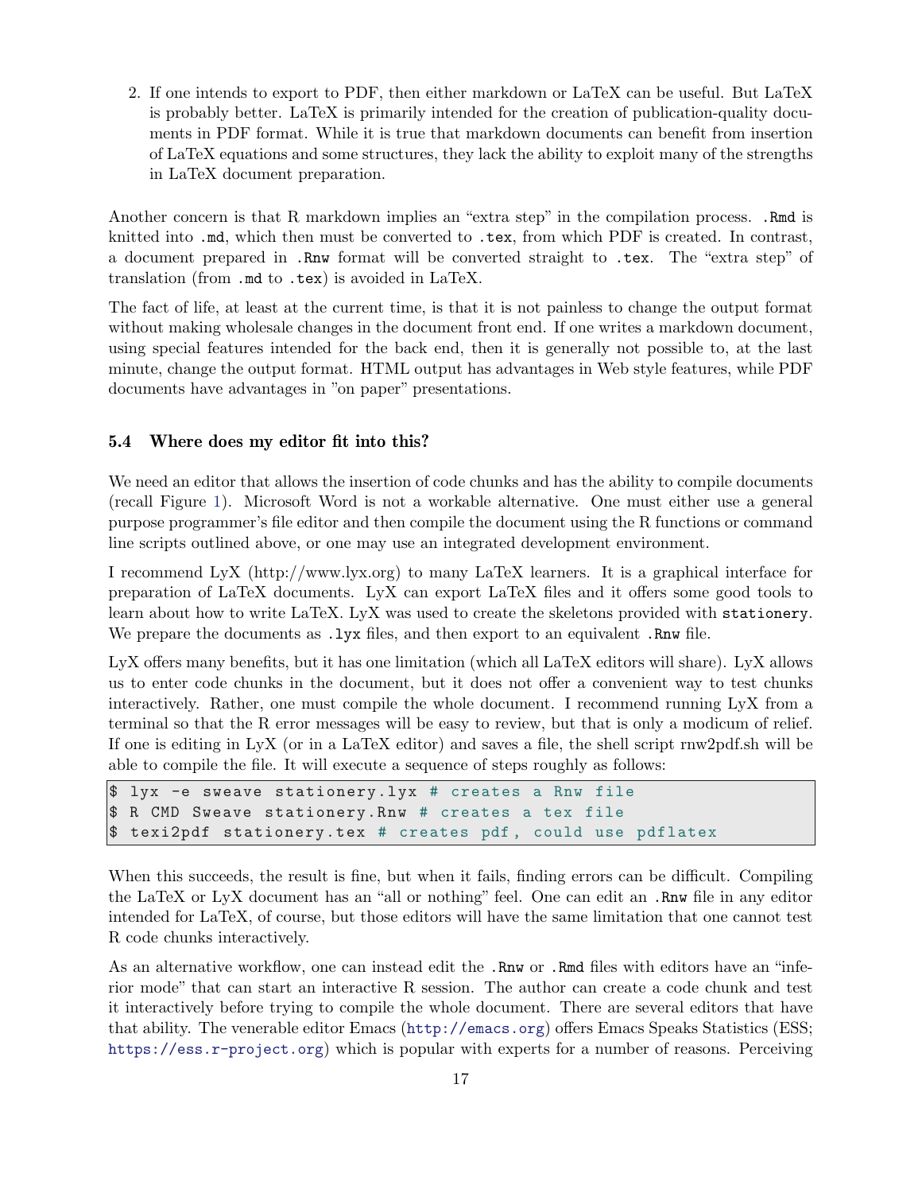2. If one intends to export to PDF, then either markdown or LaTeX can be useful. But LaTeX is probably better. LaTeX is primarily intended for the creation of publication-quality documents in PDF format. While it is true that markdown documents can benefit from insertion of LaTeX equations and some structures, they lack the ability to exploit many of the strengths in LaTeX document preparation.

Another concern is that R markdown implies an "extra step" in the compilation process. `.Rmd` is knitted into `.md`, which then must be converted to `.tex`, from which PDF is created. In contrast, a document prepared in `.Rnw` format will be converted straight to `.tex`. The "extra step" of translation (from `.md` to `.tex`) is avoided in LaTeX.

The fact of life, at least at the current time, is that it is not painless to change the output format without making wholesale changes in the document front end. If one writes a markdown document, using special features intended for the back end, then it is generally not possible to, at the last minute, change the output format. HTML output has advantages in Web style features, while PDF documents have advantages in "on paper" presentations.

### 5.4 Where does my editor fit into this?

We need an editor that allows the insertion of code chunks and has the ability to compile documents (recall Figure 1). Microsoft Word is not a workable alternative. One must either use a general purpose programmer's file editor and then compile the document using the R functions or command line scripts outlined above, or one may use an integrated development environment.

I recommend LyX (http://www.lyx.org) to many LaTeX learners. It is a graphical interface for preparation of LaTeX documents. LyX can export LaTeX files and it offers some good tools to learn about how to write LaTeX. LyX was used to create the skeletons provided with `stationery`. We prepare the documents as `.lyx` files, and then export to an equivalent `.Rnw` file.

LyX offers many benefits, but it has one limitation (which all LaTeX editors will share). LyX allows us to enter code chunks in the document, but it does not offer a convenient way to test chunks interactively. Rather, one must compile the whole document. I recommend running LyX from a terminal so that the R error messages will be easy to review, but that is only a modicum of relief. If one is editing in LyX (or in a LaTeX editor) and saves a file, the shell script rnw2pdf.sh will be able to compile the file. It will execute a sequence of steps roughly as follows:

```
$ lyx -e sweave stationery.lyx # creates a Rnw file
$ R CMD Sweave stationery.Rnw # creates a tex file
$ texi2pdf stationery.tex # creates pdf, could use pdflatex
```

When this succeeds, the result is fine, but when it fails, finding errors can be difficult. Compiling the LaTeX or LyX document has an "all or nothing" feel. One can edit an `.Rnw` file in any editor intended for LaTeX, of course, but those editors will have the same limitation that one cannot test R code chunks interactively.

As an alternative workflow, one can instead edit the `.Rnw` or `.Rmd` files with editors have an "inferior mode" that can start an interactive R session. The author can create a code chunk and test it interactively before trying to compile the whole document. There are several editors that have that ability. The venerable editor Emacs (http://emacs.org) offers Emacs Speaks Statistics (ESS; https://ess.r-project.org) which is popular with experts for a number of reasons. Perceiving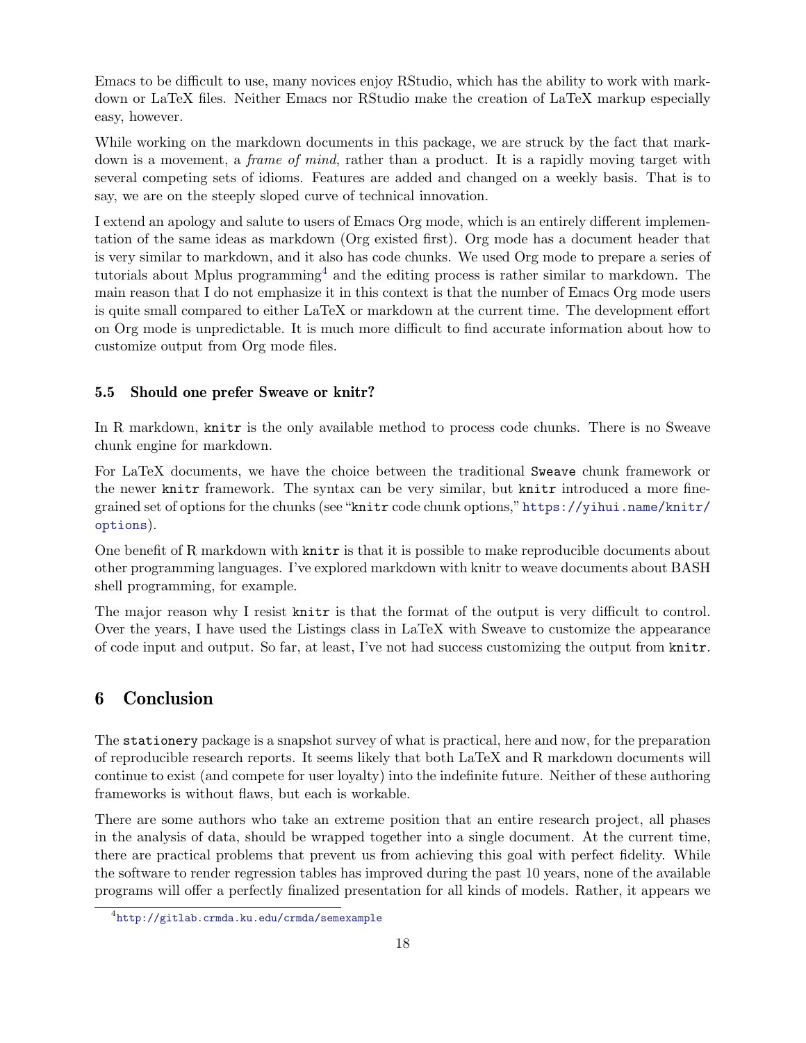Emacs to be difficult to use, many novices enjoy RStudio, which has the ability to work with markdown or LaTeX files. Neither Emacs nor RStudio make the creation of LaTeX markup especially easy, however.

While working on the markdown documents in this package, we are struck by the fact that markdown is a movement, a *frame of mind*, rather than a product. It is a rapidly moving target with several competing sets of idioms. Features are added and changed on a weekly basis. That is to say, we are on the steeply sloped curve of technical innovation.

I extend an apology and salute to users of Emacs Org mode, which is an entirely different implementation of the same ideas as markdown (Org existed first). Org mode has a document header that is very similar to markdown, and it also has code chunks. We used Org mode to prepare a series of tutorials about Mplus programming[4] and the editing process is rather similar to markdown. The main reason that I do not emphasize it in this context is that the number of Emacs Org mode users is quite small compared to either LaTeX or markdown at the current time. The development effort on Org mode is unpredictable. It is much more difficult to find accurate information about how to customize output from Org mode files.

### 5.5 Should one prefer Sweave or knitr?

In R markdown, `knitr` is the only available method to process code chunks. There is no Sweave chunk engine for markdown.

For LaTeX documents, we have the choice between the traditional `Sweave` chunk framework or the newer `knitr` framework. The syntax can be very similar, but `knitr` introduced a more fine-grained set of options for the chunks (see "`knitr` code chunk options," https://yihui.name/knitr/options).

One benefit of R markdown with `knitr` is that it is possible to make reproducible documents about other programming languages. I've explored markdown with knitr to weave documents about BASH shell programming, for example.

The major reason why I resist `knitr` is that the format of the output is very difficult to control. Over the years, I have used the Listings class in LaTeX with Sweave to customize the appearance of code input and output. So far, at least, I've not had success customizing the output from `knitr`.

## 6 Conclusion

The `stationery` package is a snapshot survey of what is practical, here and now, for the preparation of reproducible research reports. It seems likely that both LaTeX and R markdown documents will continue to exist (and compete for user loyalty) into the indefinite future. Neither of these authoring frameworks is without flaws, but each is workable.

There are some authors who take an extreme position that an entire research project, all phases in the analysis of data, should be wrapped together into a single document. At the current time, there are practical problems that prevent us from achieving this goal with perfect fidelity. While the software to render regression tables has improved during the past 10 years, none of the available programs will offer a perfectly finalized presentation for all kinds of models. Rather, it appears we

[4] http://gitlab.crmda.ku.edu/crmda/semexample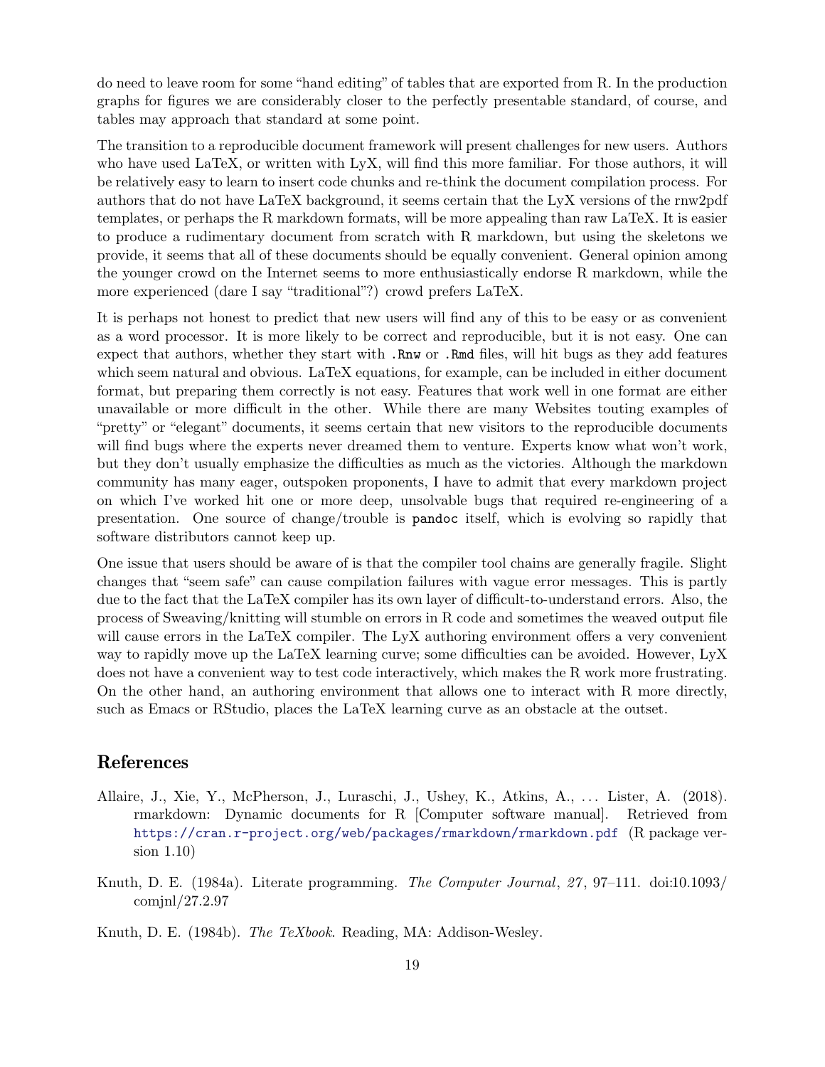do need to leave room for some "hand editing" of tables that are exported from R. In the production graphs for figures we are considerably closer to the perfectly presentable standard, of course, and tables may approach that standard at some point.

The transition to a reproducible document framework will present challenges for new users. Authors who have used LaTeX, or written with LyX, will find this more familiar. For those authors, it will be relatively easy to learn to insert code chunks and re-think the document compilation process. For authors that do not have LaTeX background, it seems certain that the LyX versions of the rnw2pdf templates, or perhaps the R markdown formats, will be more appealing than raw LaTeX. It is easier to produce a rudimentary document from scratch with R markdown, but using the skeletons we provide, it seems that all of these documents should be equally convenient. General opinion among the younger crowd on the Internet seems to more enthusiastically endorse R markdown, while the more experienced (dare I say "traditional"?) crowd prefers LaTeX.

It is perhaps not honest to predict that new users will find any of this to be easy or as convenient as a word processor. It is more likely to be correct and reproducible, but it is not easy. One can expect that authors, whether they start with `.Rnw` or `.Rmd` files, will hit bugs as they add features which seem natural and obvious. LaTeX equations, for example, can be included in either document format, but preparing them correctly is not easy. Features that work well in one format are either unavailable or more difficult in the other. While there are many Websites touting examples of "pretty" or "elegant" documents, it seems certain that new visitors to the reproducible documents will find bugs where the experts never dreamed them to venture. Experts know what won't work, but they don't usually emphasize the difficulties as much as the victories. Although the markdown community has many eager, outspoken proponents, I have to admit that every markdown project on which I've worked hit one or more deep, unsolvable bugs that required re-engineering of a presentation. One source of change/trouble is `pandoc` itself, which is evolving so rapidly that software distributors cannot keep up.

One issue that users should be aware of is that the compiler tool chains are generally fragile. Slight changes that "seem safe" can cause compilation failures with vague error messages. This is partly due to the fact that the LaTeX compiler has its own layer of difficult-to-understand errors. Also, the process of Sweaving/knitting will stumble on errors in R code and sometimes the weaved output file will cause errors in the LaTeX compiler. The LyX authoring environment offers a very convenient way to rapidly move up the LaTeX learning curve; some difficulties can be avoided. However, LyX does not have a convenient way to test code interactively, which makes the R work more frustrating. On the other hand, an authoring environment that allows one to interact with R more directly, such as Emacs or RStudio, places the LaTeX learning curve as an obstacle at the outset.

## References

Allaire, J., Xie, Y., McPherson, J., Luraschi, J., Ushey, K., Atkins, A., ... Lister, A. (2018). rmarkdown: Dynamic documents for R [Computer software manual]. Retrieved from https://cran.r-project.org/web/packages/rmarkdown/rmarkdown.pdf (R package version 1.10)

Knuth, D. E. (1984a). Literate programming. *The Computer Journal*, *27*, 97–111. doi:10.1093/comjnl/27.2.97

Knuth, D. E. (1984b). *The TeXbook*. Reading, MA: Addison-Wesley.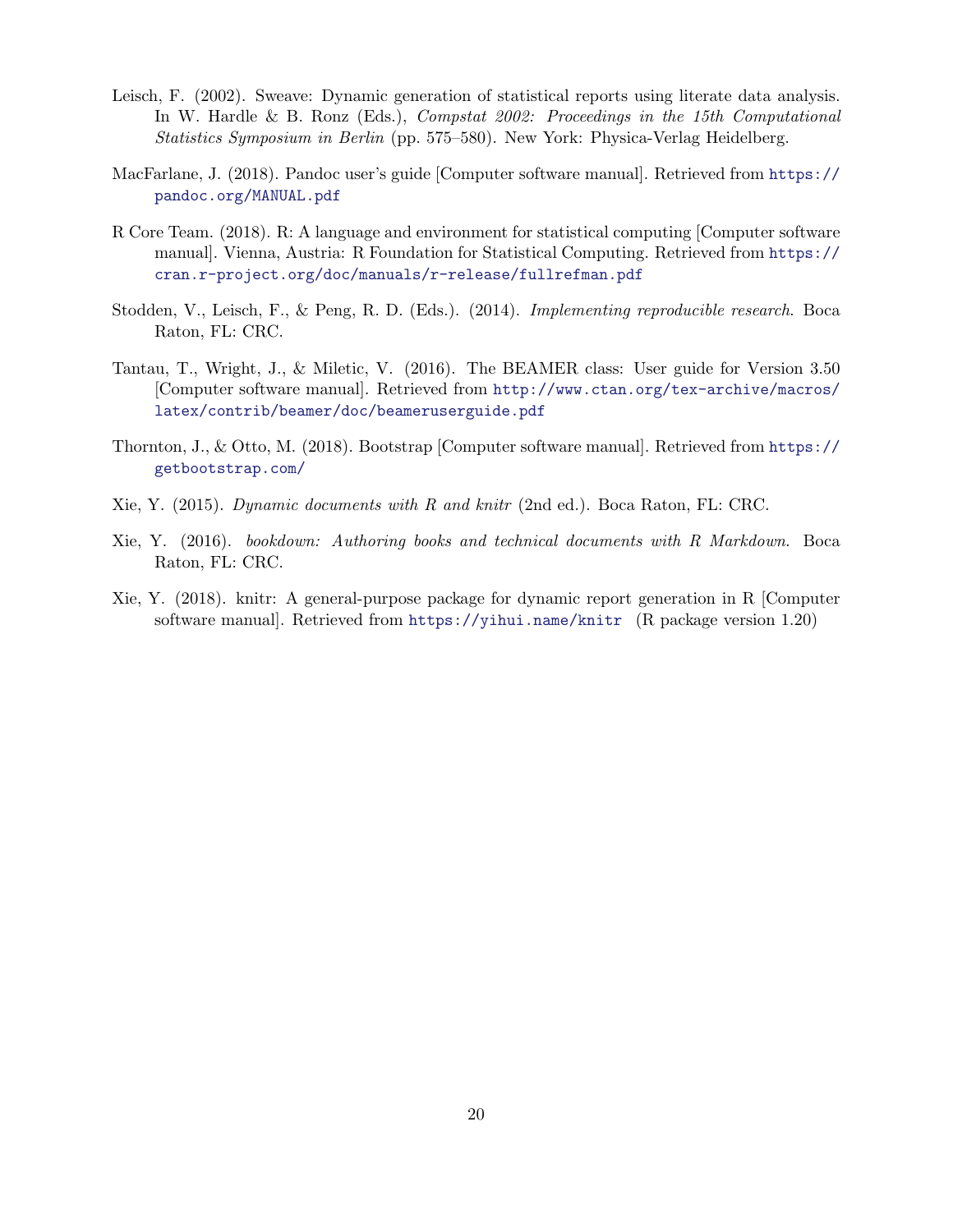Leisch, F. (2002). Sweave: Dynamic generation of statistical reports using literate data analysis. In W. Hardle & B. Ronz (Eds.), *Compstat 2002: Proceedings in the 15th Computational Statistics Symposium in Berlin* (pp. 575–580). New York: Physica-Verlag Heidelberg.

MacFarlane, J. (2018). Pandoc user's guide [Computer software manual]. Retrieved from `https://pandoc.org/MANUAL.pdf`

R Core Team. (2018). R: A language and environment for statistical computing [Computer software manual]. Vienna, Austria: R Foundation for Statistical Computing. Retrieved from `https://cran.r-project.org/doc/manuals/r-release/fullrefman.pdf`

Stodden, V., Leisch, F., & Peng, R. D. (Eds.). (2014). *Implementing reproducible research*. Boca Raton, FL: CRC.

Tantau, T., Wright, J., & Miletic, V. (2016). The BEAMER class: User guide for Version 3.50 [Computer software manual]. Retrieved from `http://www.ctan.org/tex-archive/macros/latex/contrib/beamer/doc/beameruserguide.pdf`

Thornton, J., & Otto, M. (2018). Bootstrap [Computer software manual]. Retrieved from `https://getbootstrap.com/`

Xie, Y. (2015). *Dynamic documents with R and knitr* (2nd ed.). Boca Raton, FL: CRC.

Xie, Y. (2016). *bookdown: Authoring books and technical documents with R Markdown*. Boca Raton, FL: CRC.

Xie, Y. (2018). knitr: A general-purpose package for dynamic report generation in R [Computer software manual]. Retrieved from `https://yihui.name/knitr` (R package version 1.20)